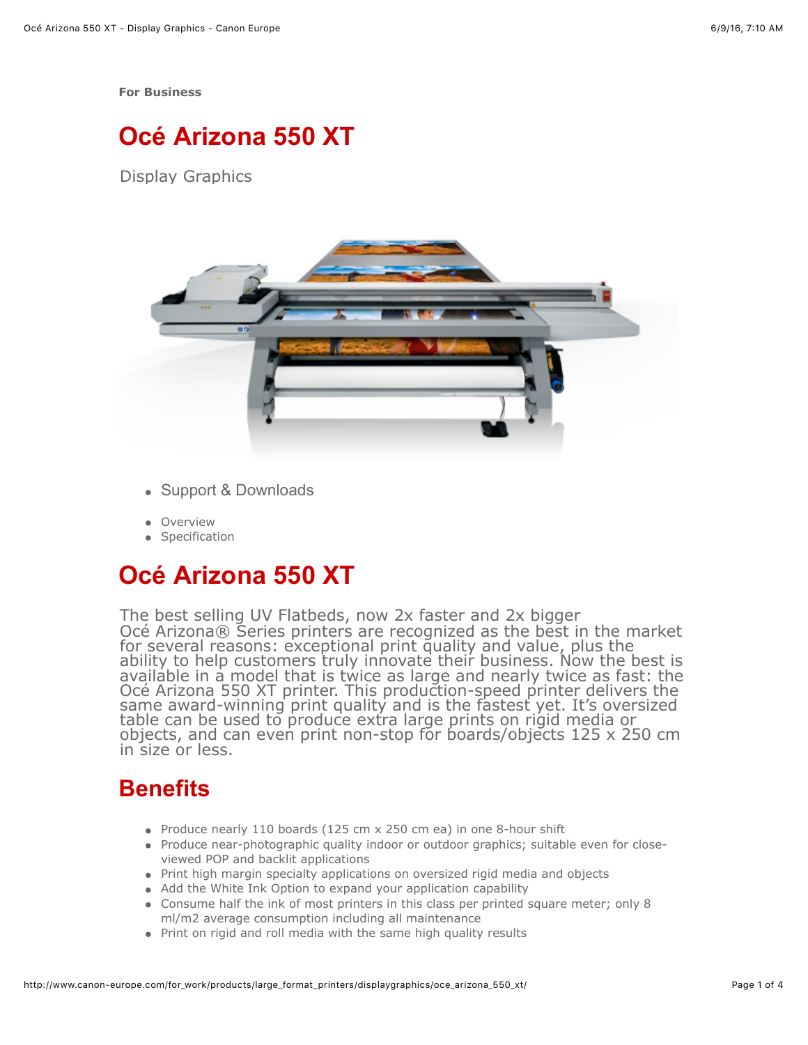**For Business**

# Océ Arizona 550 XT

Display Graphics

- Support & Downloads

- Overview
- Specification

# Océ Arizona 550 XT

The best selling UV Flatbeds, now 2x faster and 2x bigger
Océ Arizona® Series printers are recognized as the best in the market for several reasons: exceptional print quality and value, plus the ability to help customers truly innovate their business. Now the best is available in a model that is twice as large and nearly twice as fast: the Océ Arizona 550 XT printer. This production-speed printer delivers the same award-winning print quality and is the fastest yet. It's oversized table can be used to produce extra large prints on rigid media or objects, and can even print non-stop for boards/objects 125 x 250 cm in size or less.

## Benefits

- Produce nearly 110 boards (125 cm x 250 cm ea) in one 8-hour shift
- Produce near-photographic quality indoor or outdoor graphics; suitable even for close-viewed POP and backlit applications
- Print high margin specialty applications on oversized rigid media and objects
- Add the White Ink Option to expand your application capability
- Consume half the ink of most printers in this class per printed square meter; only 8 ml/m2 average consumption including all maintenance
- Print on rigid and roll media with the same high quality results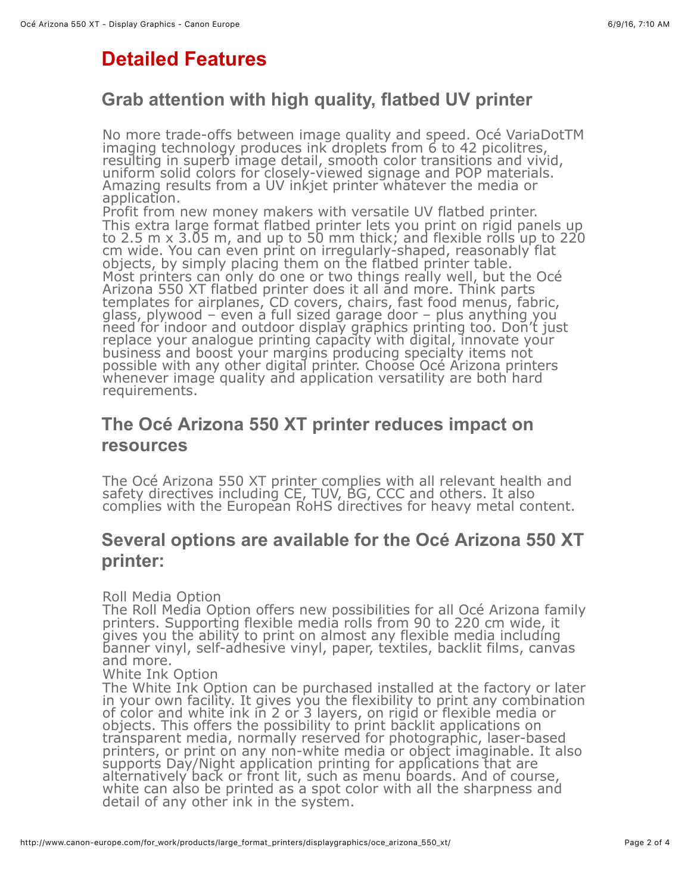# Detailed Features

## Grab attention with high quality, flatbed UV printer

No more trade-offs between image quality and speed. Océ VariaDotTM imaging technology produces ink droplets from 6 to 42 picolitres, resulting in superb image detail, smooth color transitions and vivid, uniform solid colors for closely-viewed signage and POP materials. Amazing results from a UV inkjet printer whatever the media or application.

Profit from new money makers with versatile UV flatbed printer. This extra large format flatbed printer lets you print on rigid panels up to 2.5 m x 3.05 m, and up to 50 mm thick; and flexible rolls up to 220 cm wide. You can even print on irregularly-shaped, reasonably flat objects, by simply placing them on the flatbed printer table.

Most printers can only do one or two things really well, but the Océ Arizona 550 XT flatbed printer does it all and more. Think parts templates for airplanes, CD covers, chairs, fast food menus, fabric, glass, plywood – even a full sized garage door – plus anything you need for indoor and outdoor display graphics printing too. Don't just replace your analogue printing capacity with digital, innovate your business and boost your margins producing specialty items not possible with any other digital printer. Choose Océ Arizona printers whenever image quality and application versatility are both hard requirements.

## The Océ Arizona 550 XT printer reduces impact on resources

The Océ Arizona 550 XT printer complies with all relevant health and safety directives including CE, TUV, BG, CCC and others. It also complies with the European RoHS directives for heavy metal content.

## Several options are available for the Océ Arizona 550 XT printer:

Roll Media Option

The Roll Media Option offers new possibilities for all Océ Arizona family printers. Supporting flexible media rolls from 90 to 220 cm wide, it gives you the ability to print on almost any flexible media including banner vinyl, self-adhesive vinyl, paper, textiles, backlit films, canvas and more.

White Ink Option

The White Ink Option can be purchased installed at the factory or later in your own facility. It gives you the flexibility to print any combination of color and white ink in 2 or 3 layers, on rigid or flexible media or objects. This offers the possibility to print backlit applications on transparent media, normally reserved for photographic, laser-based printers, or print on any non-white media or object imaginable. It also supports Day/Night application printing for applications that are alternatively back or front lit, such as menu boards. And of course, white can also be printed as a spot color with all the sharpness and detail of any other ink in the system.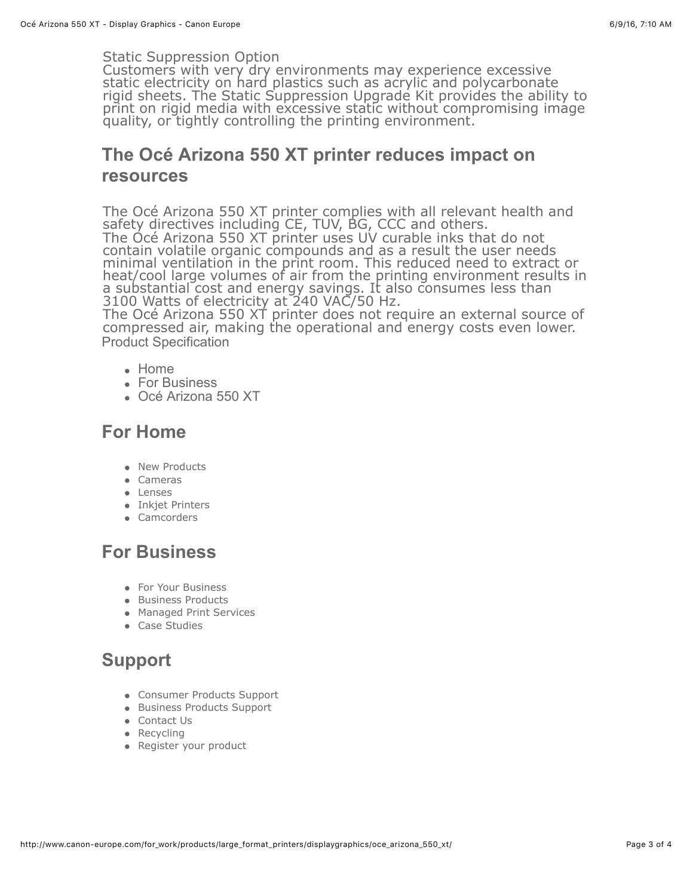Static Suppression Option
Customers with very dry environments may experience excessive static electricity on hard plastics such as acrylic and polycarbonate rigid sheets. The Static Suppression Upgrade Kit provides the ability to print on rigid media with excessive static without compromising image quality, or tightly controlling the printing environment.

## The Océ Arizona 550 XT printer reduces impact on resources

The Océ Arizona 550 XT printer complies with all relevant health and safety directives including CE, TUV, BG, CCC and others.
The Océ Arizona 550 XT printer uses UV curable inks that do not contain volatile organic compounds and as a result the user needs minimal ventilation in the print room. This reduced need to extract or heat/cool large volumes of air from the printing environment results in a substantial cost and energy savings. It also consumes less than 3100 Watts of electricity at 240 VAC/50 Hz.
The Océ Arizona 550 XT printer does not require an external source of compressed air, making the operational and energy costs even lower.
Product Specification

- Home
- For Business
- Océ Arizona 550 XT

## For Home

- New Products
- Cameras
- Lenses
- Inkjet Printers
- Camcorders

## For Business

- For Your Business
- Business Products
- Managed Print Services
- Case Studies

## Support

- Consumer Products Support
- Business Products Support
- Contact Us
- Recycling
- Register your product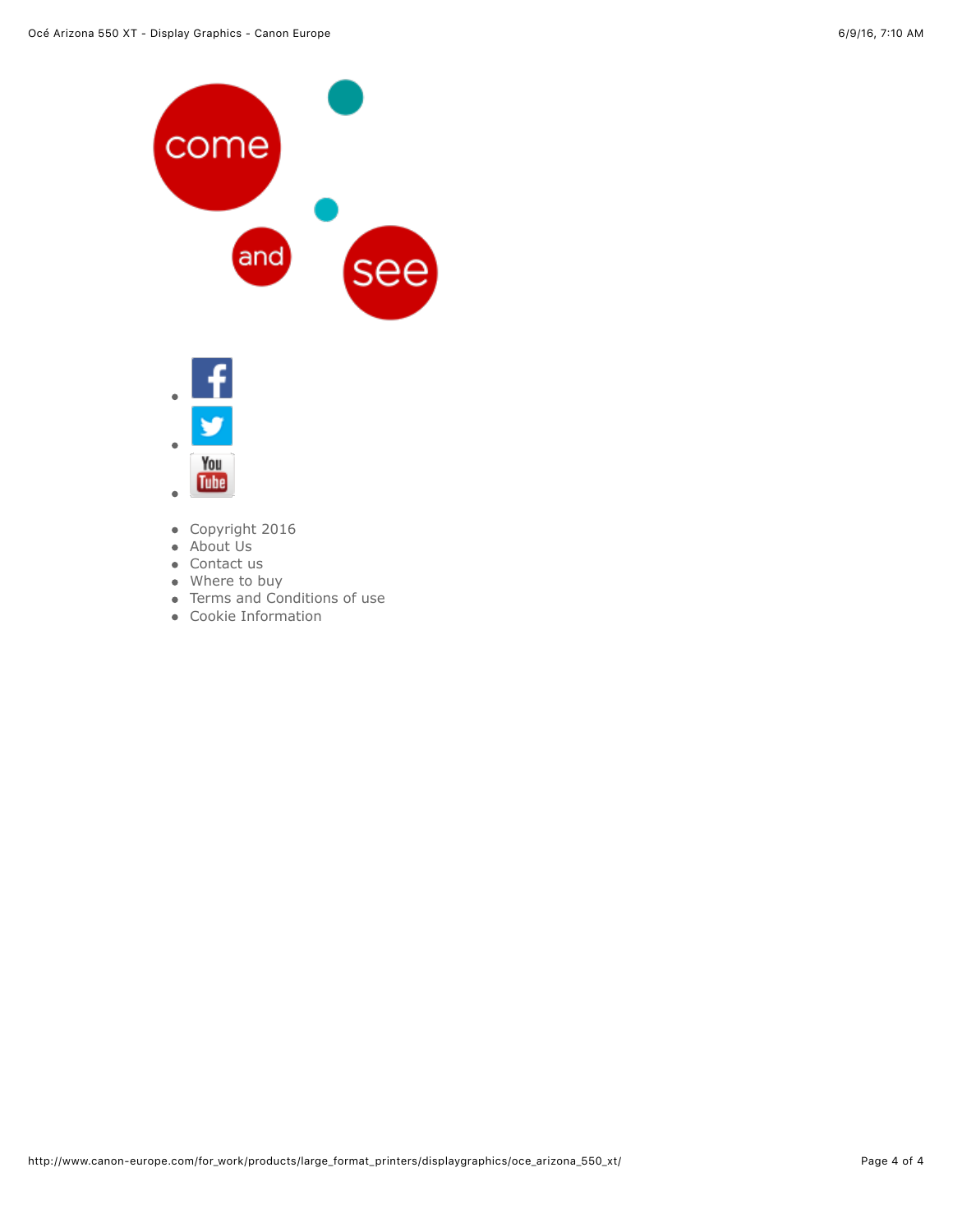- Copyright 2016
- About Us
- Contact us
- Where to buy
- Terms and Conditions of use
- Cookie Information